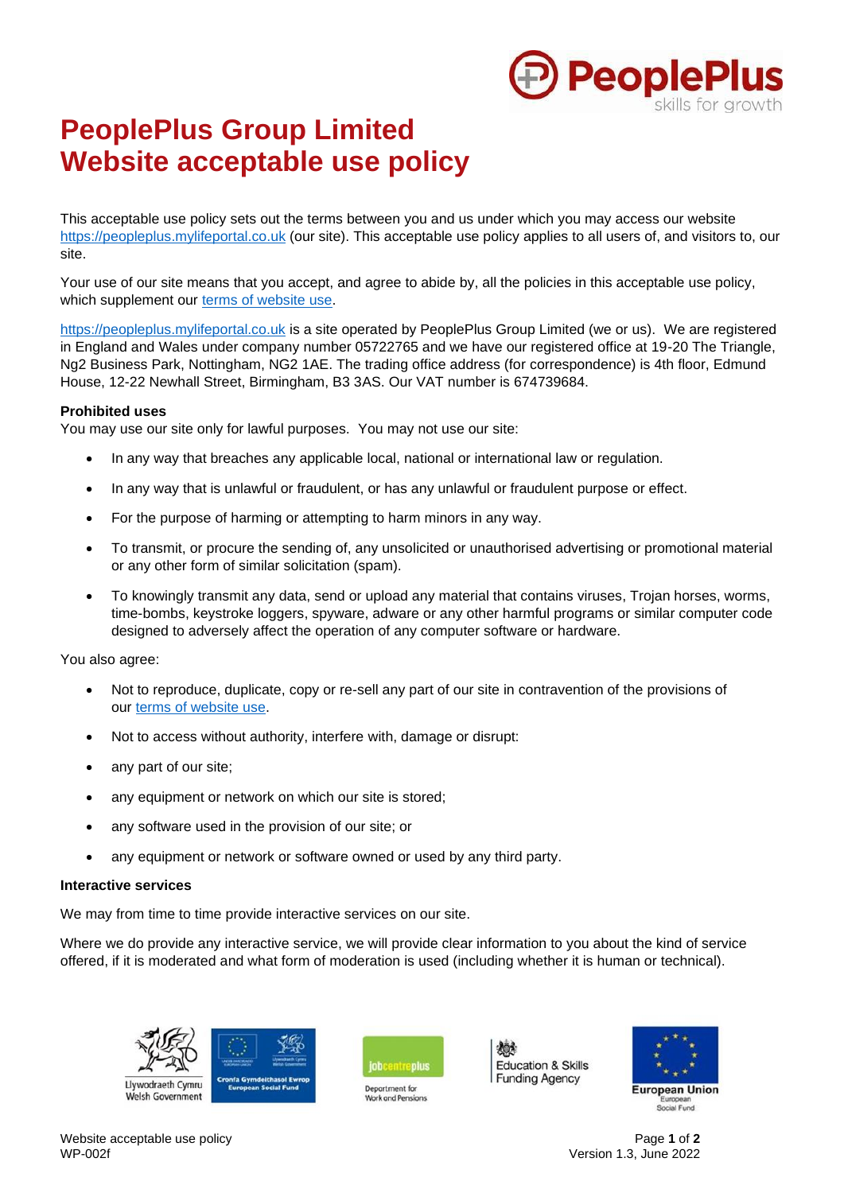# PeoplePlus Group Limited
# Website acceptable use policy

This acceptable use policy sets out the terms between you and us under which you may access our website https://peopleplus.mylifeportal.co.uk (our site). This acceptable use policy applies to all users of, and visitors to, our site.

Your use of our site means that you accept, and agree to abide by, all the policies in this acceptable use policy, which supplement our terms of website use.

https://peopleplus.mylifeportal.co.uk is a site operated by PeoplePlus Group Limited (we or us). We are registered in England and Wales under company number 05722765 and we have our registered office at 19-20 The Triangle, Ng2 Business Park, Nottingham, NG2 1AE. The trading office address (for correspondence) is 4th floor, Edmund House, 12-22 Newhall Street, Birmingham, B3 3AS. Our VAT number is 674739684.

**Prohibited uses**

You may use our site only for lawful purposes. You may not use our site:

- In any way that breaches any applicable local, national or international law or regulation.
- In any way that is unlawful or fraudulent, or has any unlawful or fraudulent purpose or effect.
- For the purpose of harming or attempting to harm minors in any way.
- To transmit, or procure the sending of, any unsolicited or unauthorised advertising or promotional material or any other form of similar solicitation (spam).
- To knowingly transmit any data, send or upload any material that contains viruses, Trojan horses, worms, time-bombs, keystroke loggers, spyware, adware or any other harmful programs or similar computer code designed to adversely affect the operation of any computer software or hardware.

You also agree:

- Not to reproduce, duplicate, copy or re-sell any part of our site in contravention of the provisions of our terms of website use.
- Not to access without authority, interfere with, damage or disrupt:
- any part of our site;
- any equipment or network on which our site is stored;
- any software used in the provision of our site; or
- any equipment or network or software owned or used by any third party.

**Interactive services**

We may from time to time provide interactive services on our site.

Where we do provide any interactive service, we will provide clear information to you about the kind of service offered, if it is moderated and what form of moderation is used (including whether it is human or technical).

Website acceptable use policy
WP-002f

Version 1.3, June 2022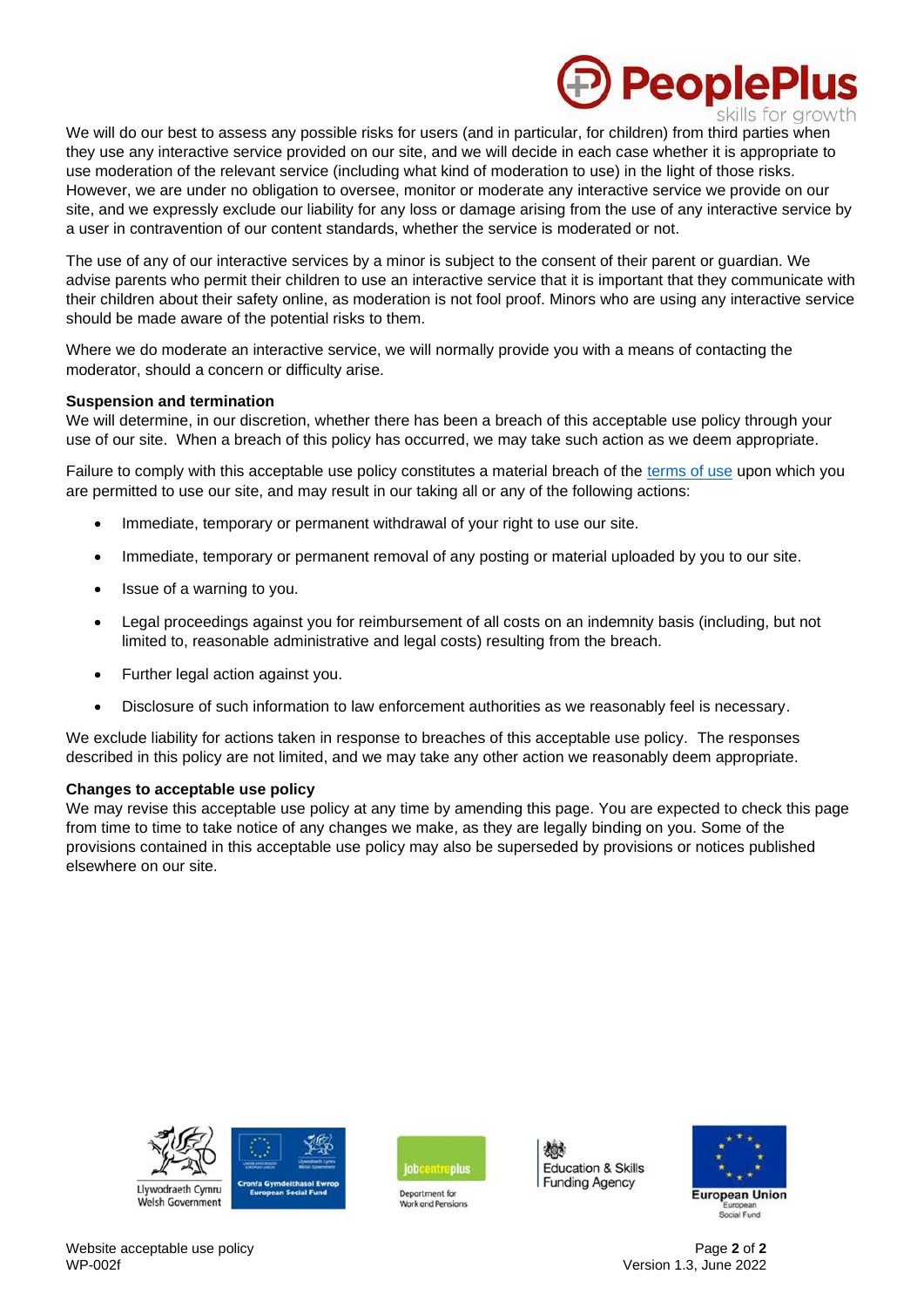We will do our best to assess any possible risks for users (and in particular, for children) from third parties when they use any interactive service provided on our site, and we will decide in each case whether it is appropriate to use moderation of the relevant service (including what kind of moderation to use) in the light of those risks. However, we are under no obligation to oversee, monitor or moderate any interactive service we provide on our site, and we expressly exclude our liability for any loss or damage arising from the use of any interactive service by a user in contravention of our content standards, whether the service is moderated or not.

The use of any of our interactive services by a minor is subject to the consent of their parent or guardian. We advise parents who permit their children to use an interactive service that it is important that they communicate with their children about their safety online, as moderation is not fool proof. Minors who are using any interactive service should be made aware of the potential risks to them.

Where we do moderate an interactive service, we will normally provide you with a means of contacting the moderator, should a concern or difficulty arise.

**Suspension and termination**

We will determine, in our discretion, whether there has been a breach of this acceptable use policy through your use of our site. When a breach of this policy has occurred, we may take such action as we deem appropriate.

Failure to comply with this acceptable use policy constitutes a material breach of the terms of use upon which you are permitted to use our site, and may result in our taking all or any of the following actions:

- Immediate, temporary or permanent withdrawal of your right to use our site.
- Immediate, temporary or permanent removal of any posting or material uploaded by you to our site.
- Issue of a warning to you.
- Legal proceedings against you for reimbursement of all costs on an indemnity basis (including, but not limited to, reasonable administrative and legal costs) resulting from the breach.
- Further legal action against you.
- Disclosure of such information to law enforcement authorities as we reasonably feel is necessary.

We exclude liability for actions taken in response to breaches of this acceptable use policy. The responses described in this policy are not limited, and we may take any other action we reasonably deem appropriate.

**Changes to acceptable use policy**

We may revise this acceptable use policy at any time by amending this page. You are expected to check this page from time to time to take notice of any changes we make, as they are legally binding on you. Some of the provisions contained in this acceptable use policy may also be superseded by provisions or notices published elsewhere on our site.